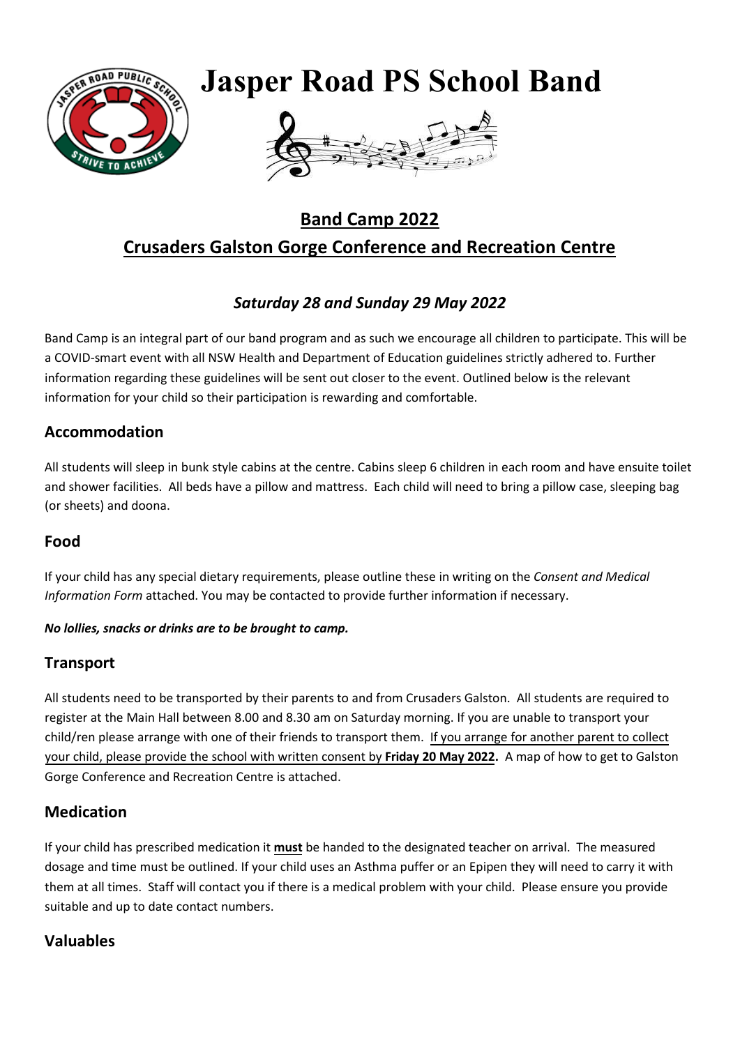# Jasper Road PS School Band

## Band Camp 2022

## Crusaders Galston Gorge Conference and Recreation Centre

### *Saturday 28 and Sunday 29 May 2022*

Band Camp is an integral part of our band program and as such we encourage all children to participate. This will be a COVID-smart event with all NSW Health and Department of Education guidelines strictly adhered to. Further information regarding these guidelines will be sent out closer to the event. Outlined below is the relevant information for your child so their participation is rewarding and comfortable.

### Accommodation

All students will sleep in bunk style cabins at the centre. Cabins sleep 6 children in each room and have ensuite toilet and shower facilities. All beds have a pillow and mattress. Each child will need to bring a pillow case, sleeping bag (or sheets) and doona.

### Food

If your child has any special dietary requirements, please outline these in writing on the *Consent and Medical Information Form* attached. You may be contacted to provide further information if necessary.

***No lollies, snacks or drinks are to be brought to camp.***

### Transport

All students need to be transported by their parents to and from Crusaders Galston. All students are required to register at the Main Hall between 8.00 and 8.30 am on Saturday morning. If you are unable to transport your child/ren please arrange with one of their friends to transport them. If you arrange for another parent to collect your child, please provide the school with written consent by **Friday 20 May 2022.** A map of how to get to Galston Gorge Conference and Recreation Centre is attached.

### Medication

If your child has prescribed medication it **must** be handed to the designated teacher on arrival. The measured dosage and time must be outlined. If your child uses an Asthma puffer or an Epipen they will need to carry it with them at all times. Staff will contact you if there is a medical problem with your child. Please ensure you provide suitable and up to date contact numbers.

### Valuables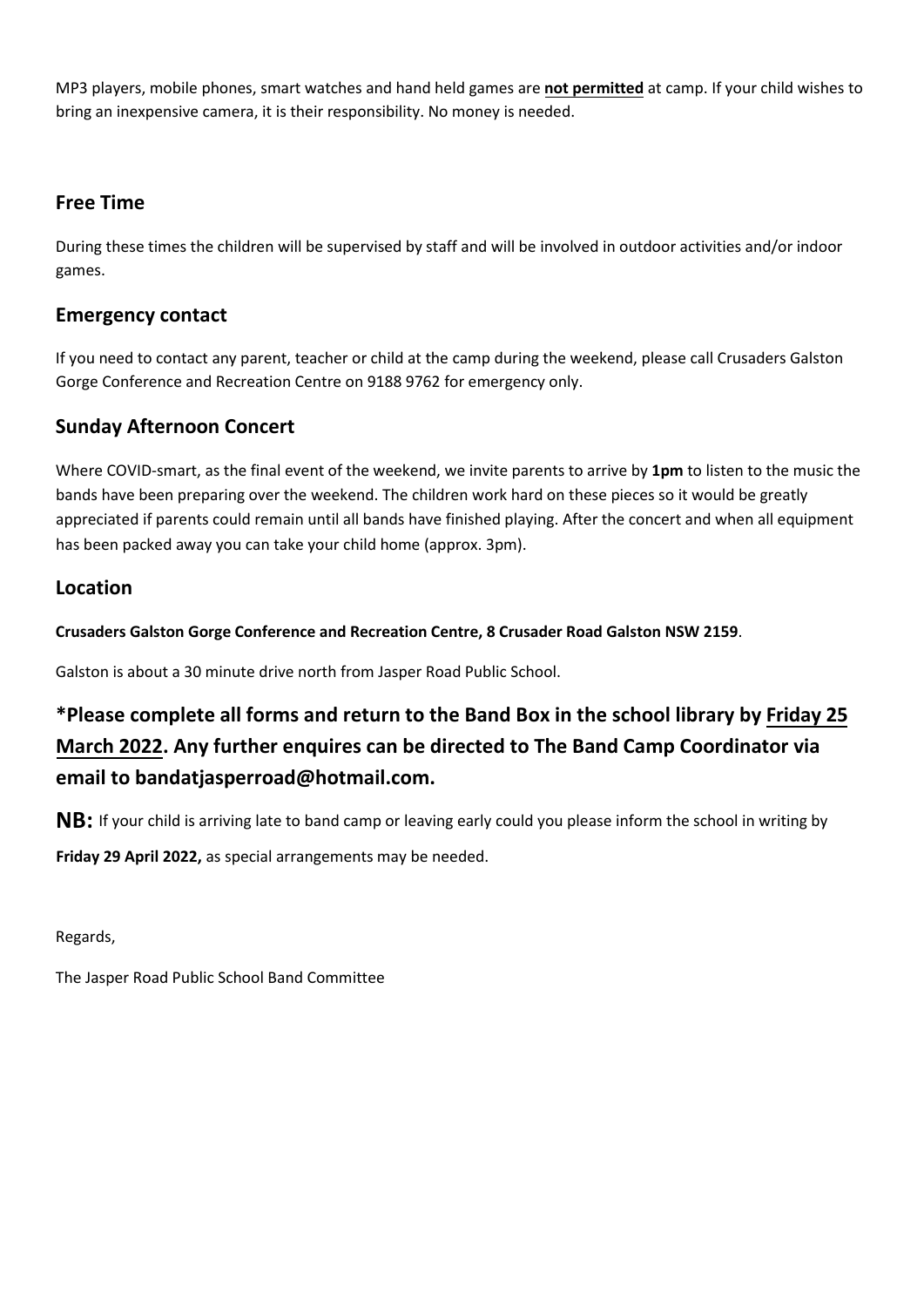MP3 players, mobile phones, smart watches and hand held games are **not permitted** at camp. If your child wishes to bring an inexpensive camera, it is their responsibility. No money is needed.

## Free Time

During these times the children will be supervised by staff and will be involved in outdoor activities and/or indoor games.

## Emergency contact

If you need to contact any parent, teacher or child at the camp during the weekend, please call Crusaders Galston Gorge Conference and Recreation Centre on 9188 9762 for emergency only.

## Sunday Afternoon Concert

Where COVID-smart, as the final event of the weekend, we invite parents to arrive by **1pm** to listen to the music the bands have been preparing over the weekend. The children work hard on these pieces so it would be greatly appreciated if parents could remain until all bands have finished playing. After the concert and when all equipment has been packed away you can take your child home (approx. 3pm).

## Location

**Crusaders Galston Gorge Conference and Recreation Centre, 8 Crusader Road Galston NSW 2159**.

Galston is about a 30 minute drive north from Jasper Road Public School.

### *Please complete all forms and return to the Band Box in the school library by Friday 25 March 2022. Any further enquires can be directed to The Band Camp Coordinator via email to bandatjasperroad@hotmail.com.

**NB:** If your child is arriving late to band camp or leaving early could you please inform the school in writing by **Friday 29 April 2022,** as special arrangements may be needed.

Regards,

The Jasper Road Public School Band Committee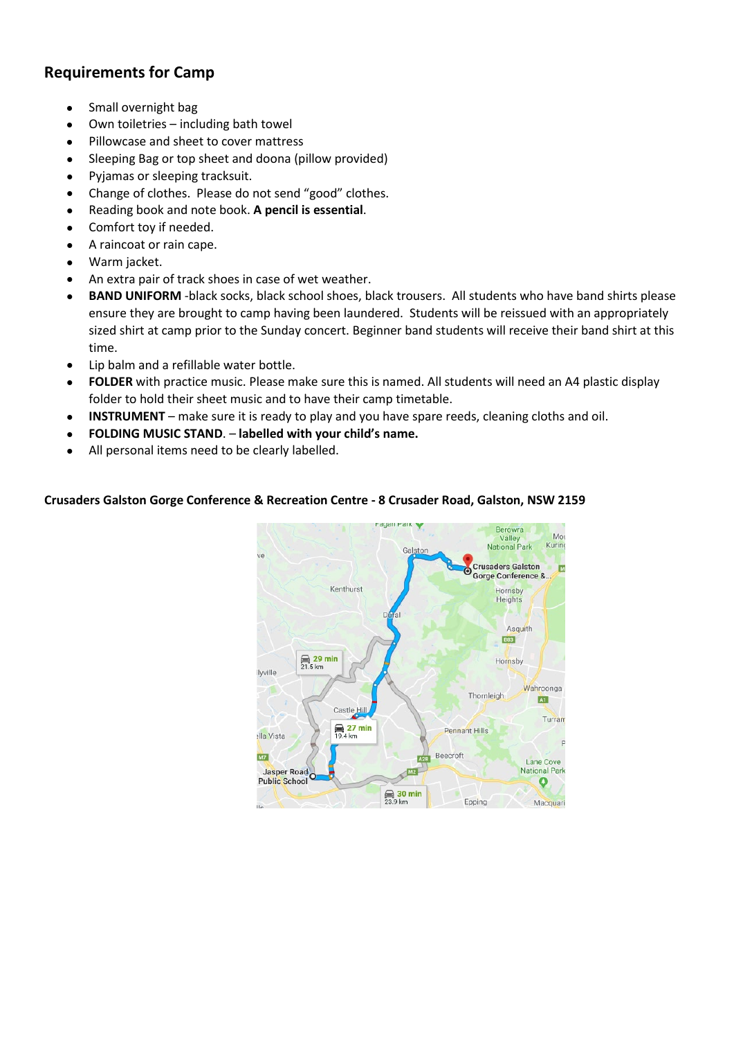## Requirements for Camp

- Small overnight bag
- Own toiletries – including bath towel
- Pillowcase and sheet to cover mattress
- Sleeping Bag or top sheet and doona (pillow provided)
- Pyjamas or sleeping tracksuit.
- Change of clothes. Please do not send "good" clothes.
- Reading book and note book. **A pencil is essential**.
- Comfort toy if needed.
- A raincoat or rain cape.
- Warm jacket.
- An extra pair of track shoes in case of wet weather.
- **BAND UNIFORM** -black socks, black school shoes, black trousers. All students who have band shirts please ensure they are brought to camp having been laundered. Students will be reissued with an appropriately sized shirt at camp prior to the Sunday concert. Beginner band students will receive their band shirt at this time.
- Lip balm and a refillable water bottle.
- **FOLDER** with practice music. Please make sure this is named. All students will need an A4 plastic display folder to hold their sheet music and to have their camp timetable.
- **INSTRUMENT** – make sure it is ready to play and you have spare reeds, cleaning cloths and oil.
- **FOLDING MUSIC STAND**. – **labelled with your child's name.**
- All personal items need to be clearly labelled.

**Crusaders Galston Gorge Conference & Recreation Centre - 8 Crusader Road, Galston, NSW 2159**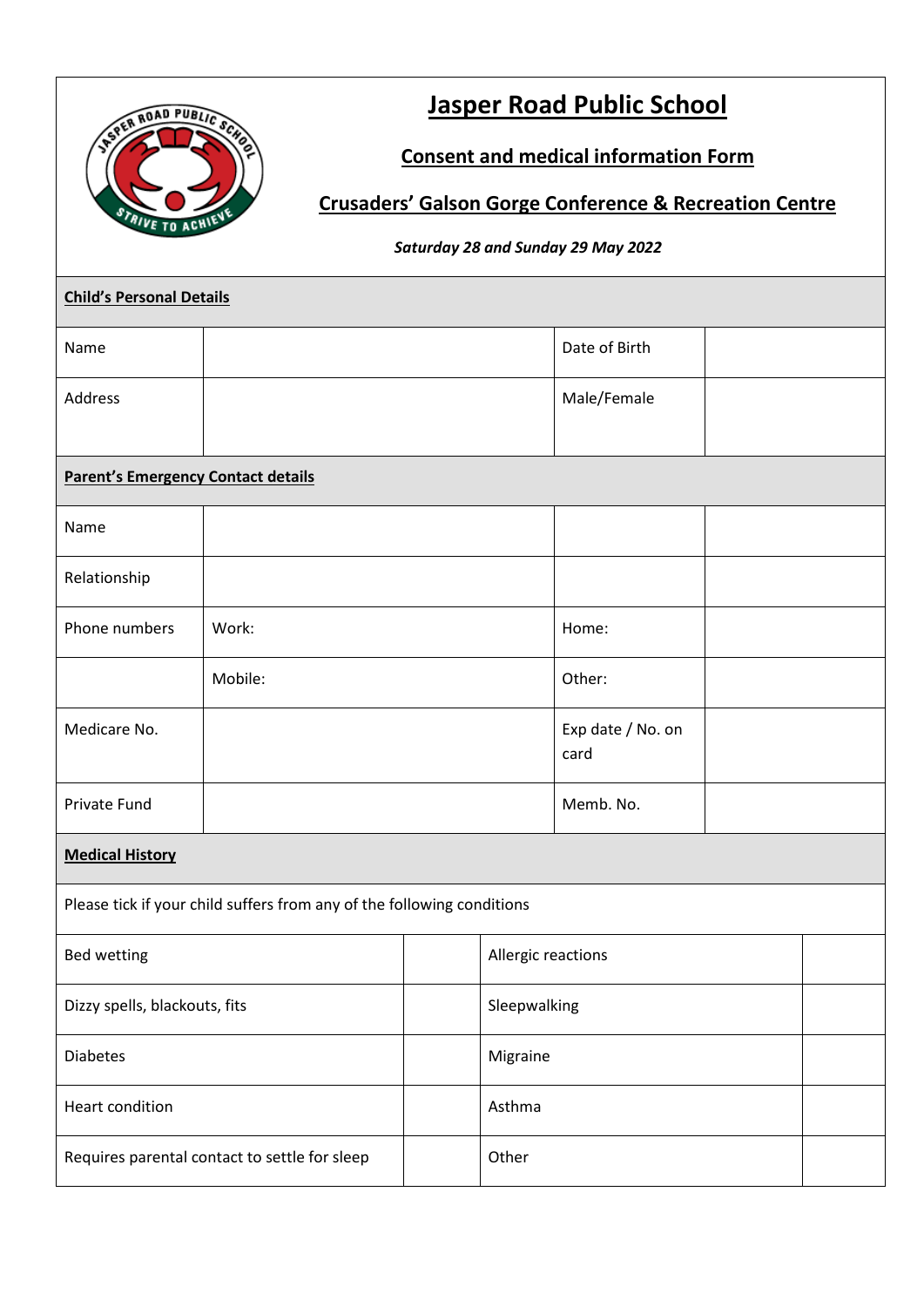# Jasper Road Public School

## Consent and medical information Form

## Crusaders' Galson Gorge Conference & Recreation Centre

*Saturday 28 and Sunday 29 May 2022*

| **Child's Personal Details** | | | |
|---|---|---|---|
| Name | | Date of Birth | |
| Address | | Male/Female | |

| **Parent's Emergency Contact details** | | | |
|---|---|---|---|
| Name | | | |
| Relationship | | | |
| Phone numbers | Work: | Home: | |
| | Mobile: | Other: | |
| Medicare No. | | Exp date / No. on card | |
| Private Fund | | Memb. No. | |

**Medical History**

Please tick if your child suffers from any of the following conditions

| | | | |
|---|---|---|---|
| Bed wetting | | Allergic reactions | |
| Dizzy spells, blackouts, fits | | Sleepwalking | |
| Diabetes | | Migraine | |
| Heart condition | | Asthma | |
| Requires parental contact to settle for sleep | | Other | |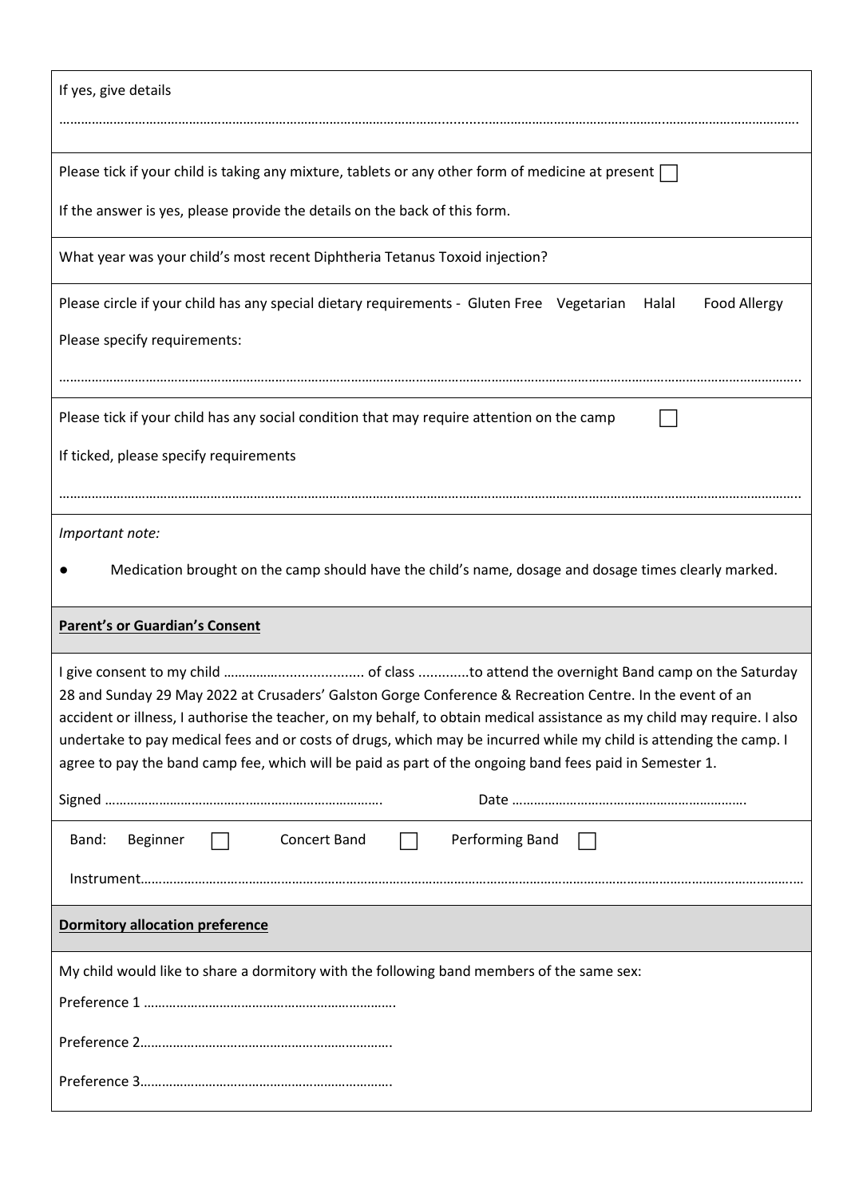If yes, give details

……………………………………………………………………………………………………………………………………………………………………

Please tick if your child is taking any mixture, tablets or any other form of medicine at present ☐

If the answer is yes, please provide the details on the back of this form.

What year was your child's most recent Diphtheria Tetanus Toxoid injection?

Please circle if your child has any special dietary requirements - Gluten Free Vegetarian Halal Food Allergy

Please specify requirements:

……………………………………………………………………………………………………………………………………………………………………

Please tick if your child has any social condition that may require attention on the camp ☐

If ticked, please specify requirements

……………………………………………………………………………………………………………………………………………………………………

*Important note:*

- Medication brought on the camp should have the child's name, dosage and dosage times clearly marked.

**Parent's or Guardian's Consent**

I give consent to my child ……………..................... of class .............to attend the overnight Band camp on the Saturday 28 and Sunday 29 May 2022 at Crusaders' Galston Gorge Conference & Recreation Centre. In the event of an accident or illness, I authorise the teacher, on my behalf, to obtain medical assistance as my child may require. I also undertake to pay medical fees and or costs of drugs, which may be incurred while my child is attending the camp. I agree to pay the band camp fee, which will be paid as part of the ongoing band fees paid in Semester 1.

Signed …………………………………………………………………. Date ……………………………………………………….

Band: Beginner ☐ Concert Band ☐ Performing Band ☐

Instrument……………………………………………………………………………………………………………………………………………………

**Dormitory allocation preference**

My child would like to share a dormitory with the following band members of the same sex:

Preference 1 …………………………………………………………….

Preference 2…………………………………………………………….

Preference 3…………………………………………………………….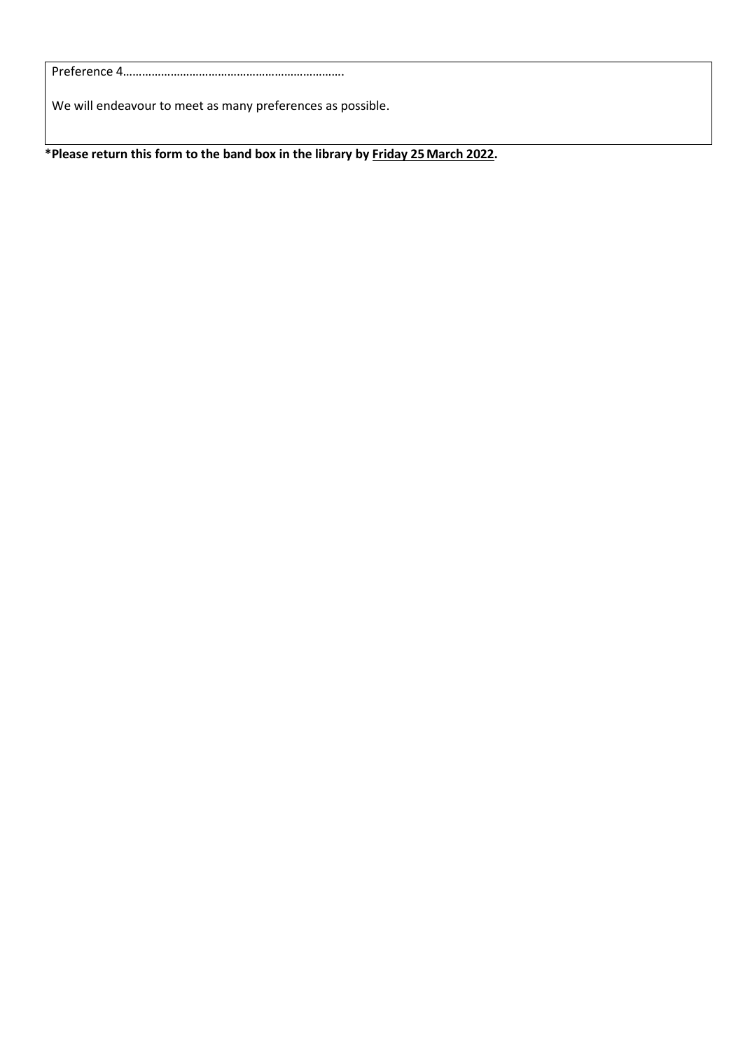Preference 4…………………………………………………………….

We will endeavour to meet as many preferences as possible.

**\*Please return this form to the band box in the library by <u>Friday 25 March 2022</u>.**